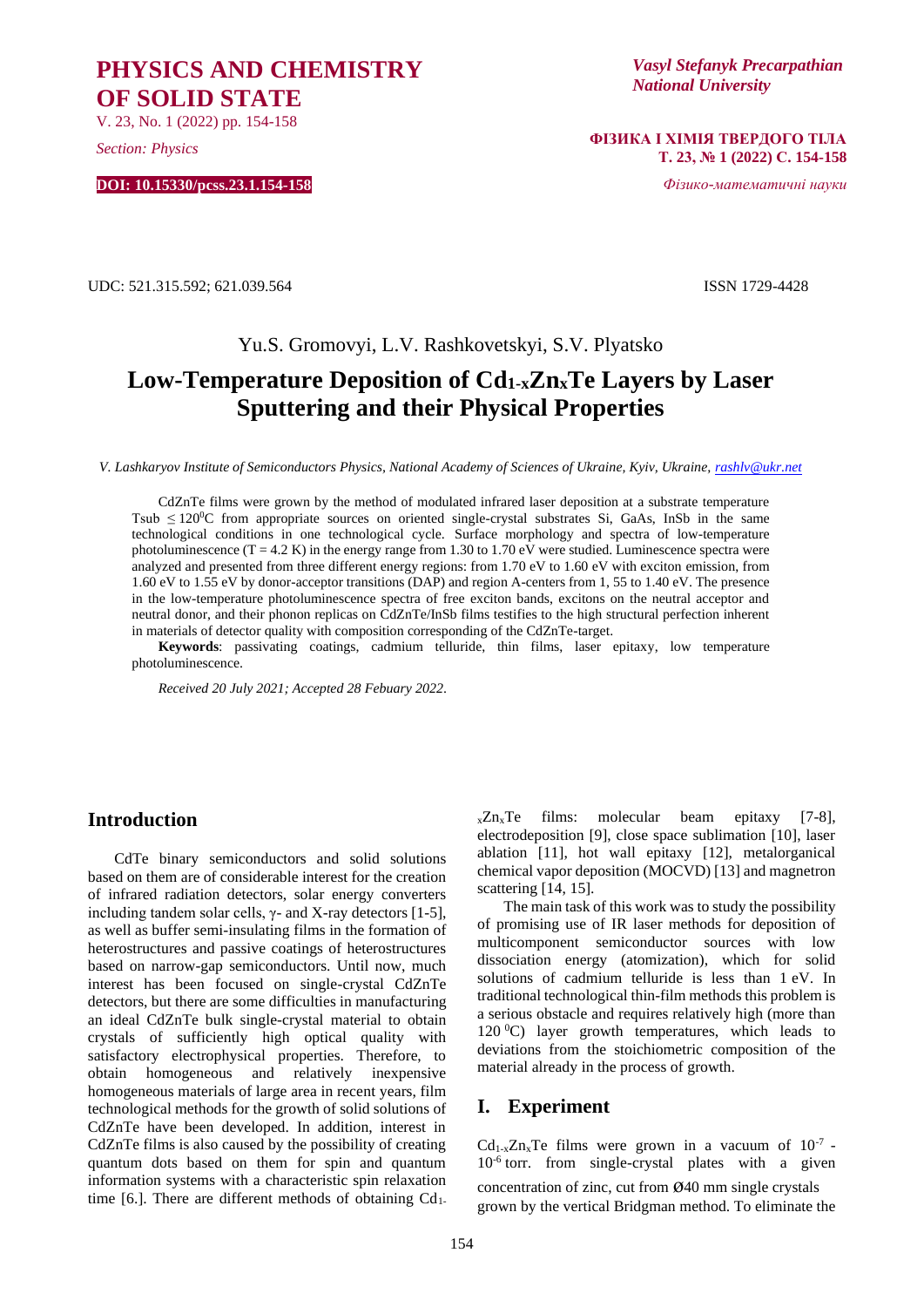# PHYSICS AND CHEMISTRY OF SOLID STATE

V. 23, No. 1 (2022) pp. 154-158

*Section: Physics*

**DOI: 10.15330/pcss.23.1.154-158**

*Vasyl Stefanyk Precarpathian National University*

**ФІЗИКА І ХІМІЯ ТВЕРДОГО ТІЛА**
**Т. 23, № 1 (2022) С. 154-158**

*Фізико-математичні науки*

UDC: 521.315.592; 621.039.564

ISSN 1729-4428

Yu.S. Gromovyi, L.V. Rashkovetskyi, S.V. Plyatsko

# Low-Temperature Deposition of $Cd_{1-x}Zn_xTe$ Layers by Laser Sputtering and their Physical Properties

*V. Lashkaryov Institute of Semiconductors Physics, National Academy of Sciences of Ukraine, Kyiv, Ukraine, rashlv@ukr.net*

CdZnTe films were grown by the method of modulated infrared laser deposition at a substrate temperature Tsub $\leq 120^0$C from appropriate sources on oriented single-crystal substrates Si, GaAs, InSb in the same technological conditions in one technological cycle. Surface morphology and spectra of low-temperature photoluminescence (T = 4.2 K) in the energy range from 1.30 to 1.70 eV were studied. Luminescence spectra were analyzed and presented from three different energy regions: from 1.70 eV to 1.60 eV with exciton emission, from 1.60 eV to 1.55 eV by donor-acceptor transitions (DAP) and region A-centers from 1, 55 to 1.40 eV. The presence in the low-temperature photoluminescence spectra of free exciton bands, excitons on the neutral acceptor and neutral donor, and their phonon replicas on CdZnTe/InSb films testifies to the high structural perfection inherent in materials of detector quality with composition corresponding of the CdZnTe-target.

**Keywords**: passivating coatings, cadmium telluride, thin films, laser epitaxy, low temperature photoluminescence.

*Received 20 July 2021; Accepted 28 Febuary 2022.*

## Introduction

CdTe binary semiconductors and solid solutions based on them are of considerable interest for the creation of infrared radiation detectors, solar energy converters including tandem solar cells, γ- and X-ray detectors [1-5], as well as buffer semi-insulating films in the formation of heterostructures and passive coatings of heterostructures based on narrow-gap semiconductors. Until now, much interest has been focused on single-crystal CdZnTe detectors, but there are some difficulties in manufacturing an ideal CdZnTe bulk single-crystal material to obtain crystals of sufficiently high optical quality with satisfactory electrophysical properties. Therefore, to obtain homogeneous and relatively inexpensive homogeneous materials of large area in recent years, film technological methods for the growth of solid solutions of CdZnTe have been developed. In addition, interest in CdZnTe films is also caused by the possibility of creating quantum dots based on them for spin and quantum information systems with a characteristic spin relaxation time [6.]. There are different methods of obtaining $Cd_{1-x}Zn_xTe$ films: molecular beam epitaxy [7-8], electrodeposition [9], close space sublimation [10], laser ablation [11], hot wall epitaxy [12], metalorganical chemical vapor deposition (MOCVD) [13] and magnetron scattering [14, 15].

The main task of this work was to study the possibility of promising use of IR laser methods for deposition of multicomponent semiconductor sources with low dissociation energy (atomization), which for solid solutions of cadmium telluride is less than 1 eV. In traditional thin-film methods this problem is a serious obstacle and requires relatively high (more than 120 $^0$C) layer growth temperatures, which leads to deviations from the stoichiometric composition of the material already in the process of growth.

## I. Experiment

$Cd_{1-x}Zn_xTe$ films were grown in a vacuum of $10^{-7}$ - $10^{-6}$ torr. from single-crystal plates with a given concentration of zinc, cut from Ø40 mm single crystals grown by the vertical Bridgman method. To eliminate the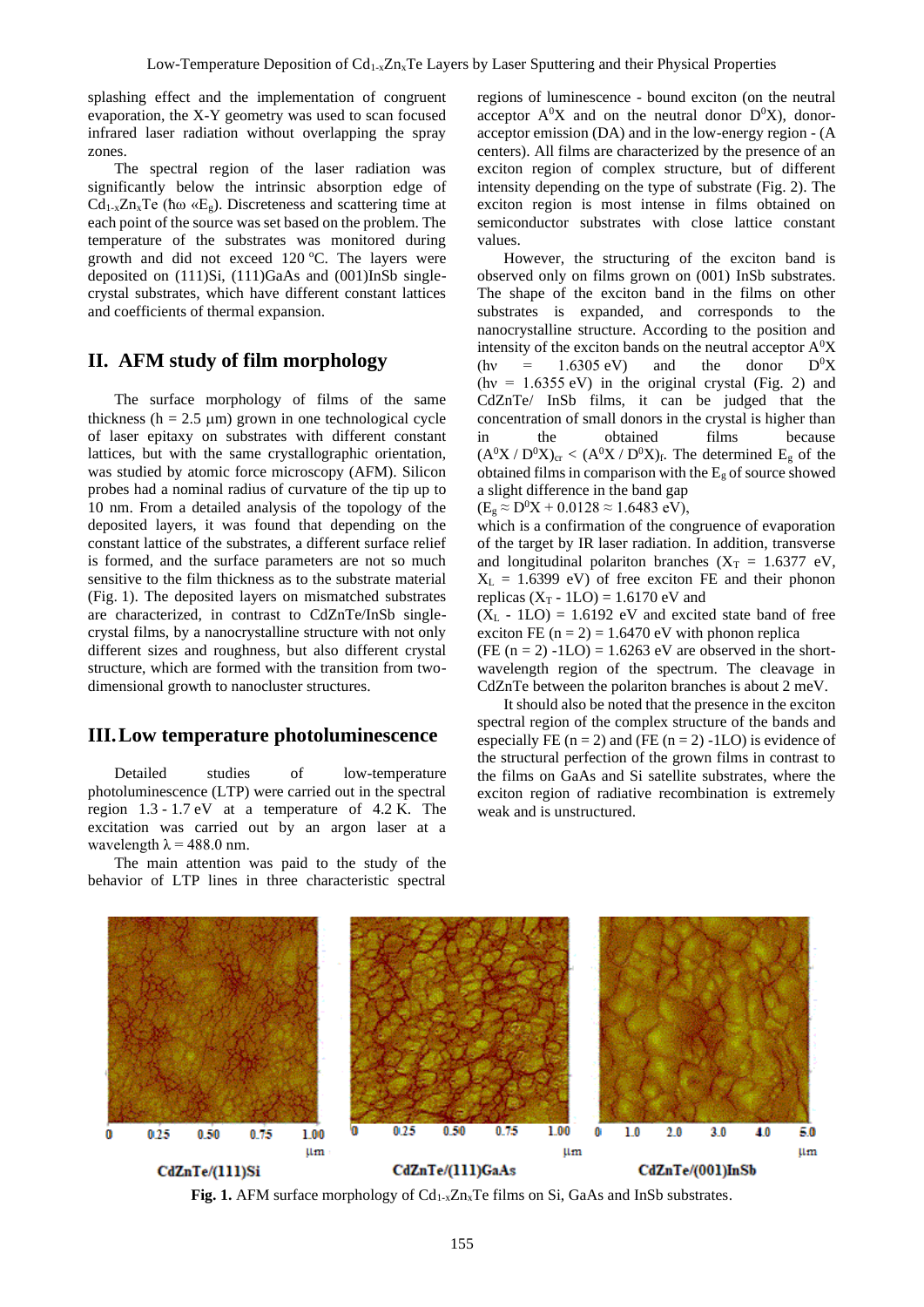splashing effect and the implementation of congruent evaporation, the X-Y geometry was used to scan focused infrared laser radiation without overlapping the spray zones.

The spectral region of the laser radiation was significantly below the intrinsic absorption edge of $Cd_{1-x}Zn_xTe$ ($\hbar\omega \ll E_g$). Discreteness and scattering time at each point of the source was set based on the problem. The temperature of the substrates was monitored during growth and did not exceed 120 °C. The layers were deposited on (111)Si, (111)GaAs and (001)InSb single-crystal substrates, which have different constant lattices and coefficients of thermal expansion.

## II. AFM study of film morphology

The surface morphology of films of the same thickness (h = 2.5 μm) grown in one technological cycle of laser epitaxy on substrates with different constant lattices, but with the same crystallographic orientation, was studied by atomic force microscopy (AFM). Silicon probes had a nominal radius of curvature of the tip up to 10 nm. From a detailed analysis of the topology of the deposited layers, it was found that depending on the constant lattice of the substrates, a different surface relief is formed, and the surface parameters are not so much sensitive to the film thickness as to the substrate material (Fig. 1). The deposited layers on mismatched substrates are characterized, in contrast to CdZnTe/InSb single-crystal films, by a nanocrystalline structure with not only different sizes and roughness, but also different crystal structure, which are formed with the transition from two-dimensional growth to nanocluster structures.

## III. Low temperature photoluminescence

Detailed studies of low-temperature photoluminescence (LTP) were carried out in the spectral region 1.3 - 1.7 eV at a temperature of 4.2 K. The excitation was carried out by an argon laser at a wavelength λ = 488.0 nm.

The main attention was paid to the study of the behavior of LTP lines in three characteristic spectral regions of luminescence - bound exciton (on the neutral acceptor $A^0X$ and on the neutral donor $D^0X$), donor-acceptor emission (DA) and in the low-energy region - (A centers). All films are characterized by the presence of an exciton region of complex structure, but of different intensity depending on the type of substrate (Fig. 2). The exciton region is most intense in films obtained on semiconductor substrates with close lattice constant values.

However, the structuring of the exciton band is observed only on films grown on (001) InSb substrates. The shape of the exciton band in the films on other substrates is expanded, and corresponds to the nanocrystalline structure. According to the position and intensity of the exciton bands on the neutral acceptor $A^0X$ (hν = 1.6305 eV) and the donor $D^0X$ (hν = 1.6355 eV) in the original crystal (Fig. 2) and CdZnTe/ InSb films, it can be judged that the concentration of small donors in the crystal is higher than in the obtained films because $(A^0X / D^0X)_{cr} < (A^0X / D^0X)_f$. The determined $E_g$ of the obtained films in comparison with the $E_g$ of source showed a slight difference in the band gap

($E_g \approx D^0X + 0.0128 \approx 1.6483$ eV),

which is a confirmation of the congruence of evaporation of the target by IR laser radiation. In addition, transverse and longitudinal polariton branches ($X_T$ = 1.6377 eV, $X_L$ = 1.6399 eV) of free exciton FE and their phonon replicas ($X_T$ - 1LO) = 1.6170 eV and

($X_L$ - 1LO) = 1.6192 eV and excited state band of free exciton FE (n = 2) = 1.6470 eV with phonon replica

(FE (n = 2) -1LO) = 1.6263 eV are observed in the short-wavelength region of the spectrum. The cleavage in CdZnTe between the polariton branches is about 2 meV.

It should also be noted that the presence in the exciton spectral region of the complex structure of the bands and especially FE (n = 2) and (FE (n = 2) -1LO) is evidence of the structural perfection of the grown films in contrast to the films on GaAs and Si satellite substrates, where the exciton region of radiative recombination is extremely weak and is unstructured.

**Fig. 1.** AFM surface morphology of $Cd_{1-x}Zn_xTe$ films on Si, GaAs and InSb substrates.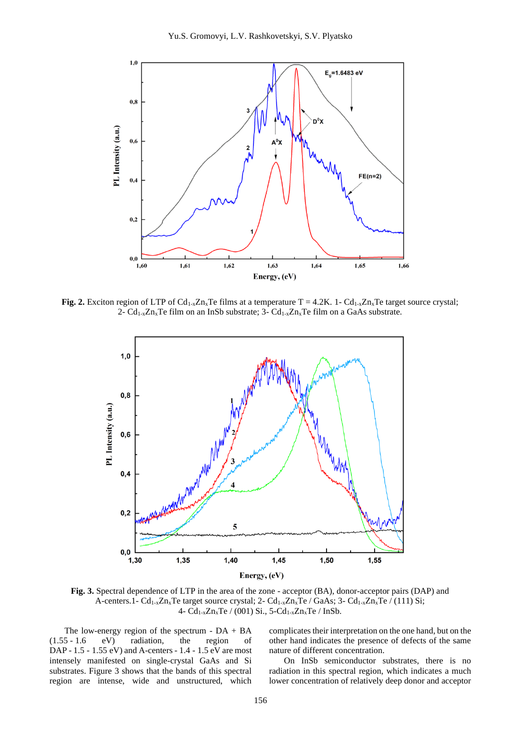**Fig. 2.** Exciton region of LTP of $Cd_{1-x}Zn_xTe$ films at a temperature T = 4.2K. 1- $Cd_{1-x}Zn_xTe$ target source crystal; 2- $Cd_{1-x}Zn_xTe$ film on an InSb substrate; 3- $Cd_{1-x}Zn_xTe$ film on a GaAs substrate.

**Fig. 3.** Spectral dependence of LTP in the area of the zone - acceptor (BA), donor-acceptor pairs (DAP) and A-centers.1- $Cd_{1-x}Zn_xTe$ target source crystal; 2- $Cd_{1-x}Zn_xTe$ / GaAs; 3- $Cd_{1-x}Zn_xTe$ / (111) Si; 4- $Cd_{1-x}Zn_xTe$ / (001) Si., 5-$Cd_{1-x}Zn_xTe$ / InSb.

The low-energy region of the spectrum - DA + BA (1.55 - 1.6 eV) radiation, the region of DAP - 1.5 - 1.55 eV) and A-centers - 1.4 - 1.5 eV are most intensely manifested on single-crystal GaAs and Si substrates. Figure 3 shows that the bands of this spectral region are intense, wide and unstructured, which complicates their interpretation on the one hand, but on the other hand indicates the presence of defects of the same nature of different concentration.

On InSb semiconductor substrates, there is no radiation in this spectral region, which indicates a much lower concentration of relatively deep donor and acceptor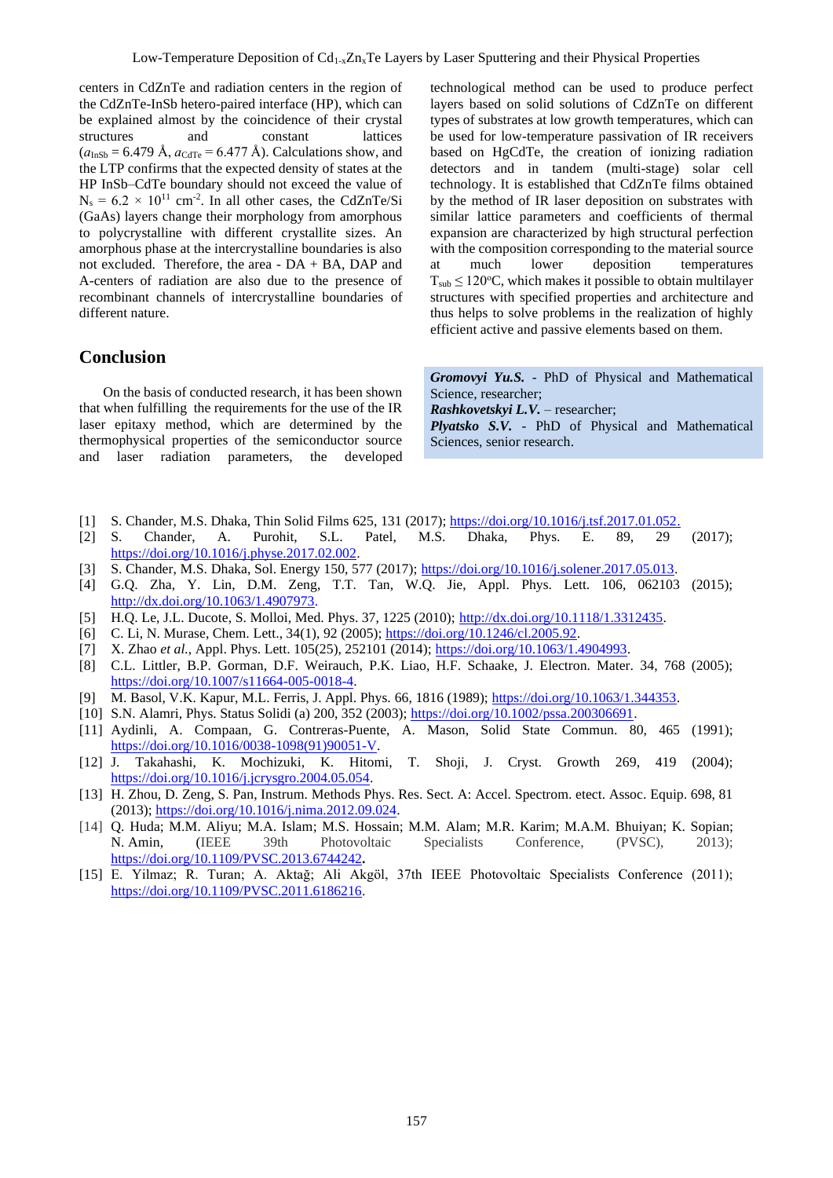centers in CdZnTe and radiation centers in the region of the CdZnTe-InSb hetero-paired interface (HP), which can be explained almost by the coincidence of their crystal structures and constant lattices ($a_{InSb}$ = 6.479 Å, $a_{CdTe}$ = 6.477 Å). Calculations show, and the LTP confirms that the expected density of states at the HP InSb–CdTe boundary should not exceed the value of $N_s = 6.2 \times 10^{11}$ cm$^{-2}$. In all other cases, the CdZnTe/Si (GaAs) layers change their morphology from amorphous to polycrystalline with different crystallite sizes. An amorphous phase at the intercrystalline boundaries is also not excluded. Therefore, the area - DA + BA, DAP and A-centers of radiation are also due to the presence of recombinant channels of intercrystalline boundaries of different nature.

## Conclusion

On the basis of conducted research, it has been shown that when fulfilling the requirements for the use of the IR laser epitaxy method, which are determined by the thermophysical properties of the semiconductor source and laser radiation parameters, the developed technological method can be used to produce perfect layers based on solid solutions of CdZnTe on different types of substrates at low growth temperatures, which can be used for low-temperature passivation of IR receivers based on HgCdTe, the creation of ionizing radiation detectors and in tandem (multi-stage) solar cell technology. It is established that CdZnTe films obtained by the method of IR laser deposition on substrates with similar lattice parameters and coefficients of thermal expansion are characterized by high structural perfection with the composition corresponding to the material source at much lower deposition temperatures $T_{sub} \leq 120^{o}$C, which makes it possible to obtain multilayer structures with specified properties and architecture and thus helps to solve problems in the realization of highly efficient active and passive elements based on them.

***Gromovyi Yu.S.*** - PhD of Physical and Mathematical Science, researcher;
***Rashkovetskyi L.V.*** – researcher;
***Plyatsko S.V.*** - PhD of Physical and Mathematical Sciences, senior research.

[1] S. Chander, M.S. Dhaka, Thin Solid Films 625, 131 (2017); https://doi.org/10.1016/j.tsf.2017.01.052.
[2] S. Chander, A. Purohit, S.L. Patel, M.S. Dhaka, Phys. E. 89, 29 (2017); https://doi.org/10.1016/j.physe.2017.02.002.
[3] S. Chander, M.S. Dhaka, Sol. Energy 150, 577 (2017); https://doi.org/10.1016/j.solener.2017.05.013.
[4] G.Q. Zha, Y. Lin, D.M. Zeng, T.T. Tan, W.Q. Jie, Appl. Phys. Lett. 106, 062103 (2015); http://dx.doi.org/10.1063/1.4907973.
[5] H.Q. Le, J.L. Ducote, S. Molloi, Med. Phys. 37, 1225 (2010); http://dx.doi.org/10.1118/1.3312435.
[6] C. Li, N. Murase, Chem. Lett., 34(1), 92 (2005); https://doi.org/10.1246/cl.2005.92.
[7] X. Zhao *et al.*, Appl. Phys. Lett. 105(25), 252101 (2014); https://doi.org/10.1063/1.4904993.
[8] C.L. Littler, B.P. Gorman, D.F. Weirauch, P.K. Liao, H.F. Schaake, J. Electron. Mater. 34, 768 (2005); https://doi.org/10.1007/s11664-005-0018-4.
[9] M. Basol, V.K. Kapur, M.L. Ferris, J. Appl. Phys. 66, 1816 (1989); https://doi.org/10.1063/1.344353.
[10] S.N. Alamri, Phys. Status Solidi (a) 200, 352 (2003); https://doi.org/10.1002/pssa.200306691.
[11] Aydinli, A. Compaan, G. Contreras-Puente, A. Mason, Solid State Commun. 80, 465 (1991); https://doi.org/10.1016/0038-1098(91)90051-V.
[12] J. Takahashi, K. Mochizuki, K. Hitomi, T. Shoji, J. Cryst. Growth 269, 419 (2004); https://doi.org/10.1016/j.jcrysgro.2004.05.054.
[13] H. Zhou, D. Zeng, S. Pan, Instrum. Methods Phys. Res. Sect. A: Accel. Spectrom. etect. Assoc. Equip. 698, 81 (2013); https://doi.org/10.1016/j.nima.2012.09.024.
[14] Q. Huda; M.M. Aliyu; M.A. Islam; M.S. Hossain; M.M. Alam; M.R. Karim; M.A.M. Bhuiyan; K. Sopian; N. Amin, (IEEE 39th Photovoltaic Specialists Conference, (PVSC), 2013); https://doi.org/10.1109/PVSC.2013.6744242**.**
[15] E. Yilmaz; R. Turan; A. Aktağ; Ali Akgöl, 37th IEEE Photovoltaic Specialists Conference (2011); https://doi.org/10.1109/PVSC.2011.6186216.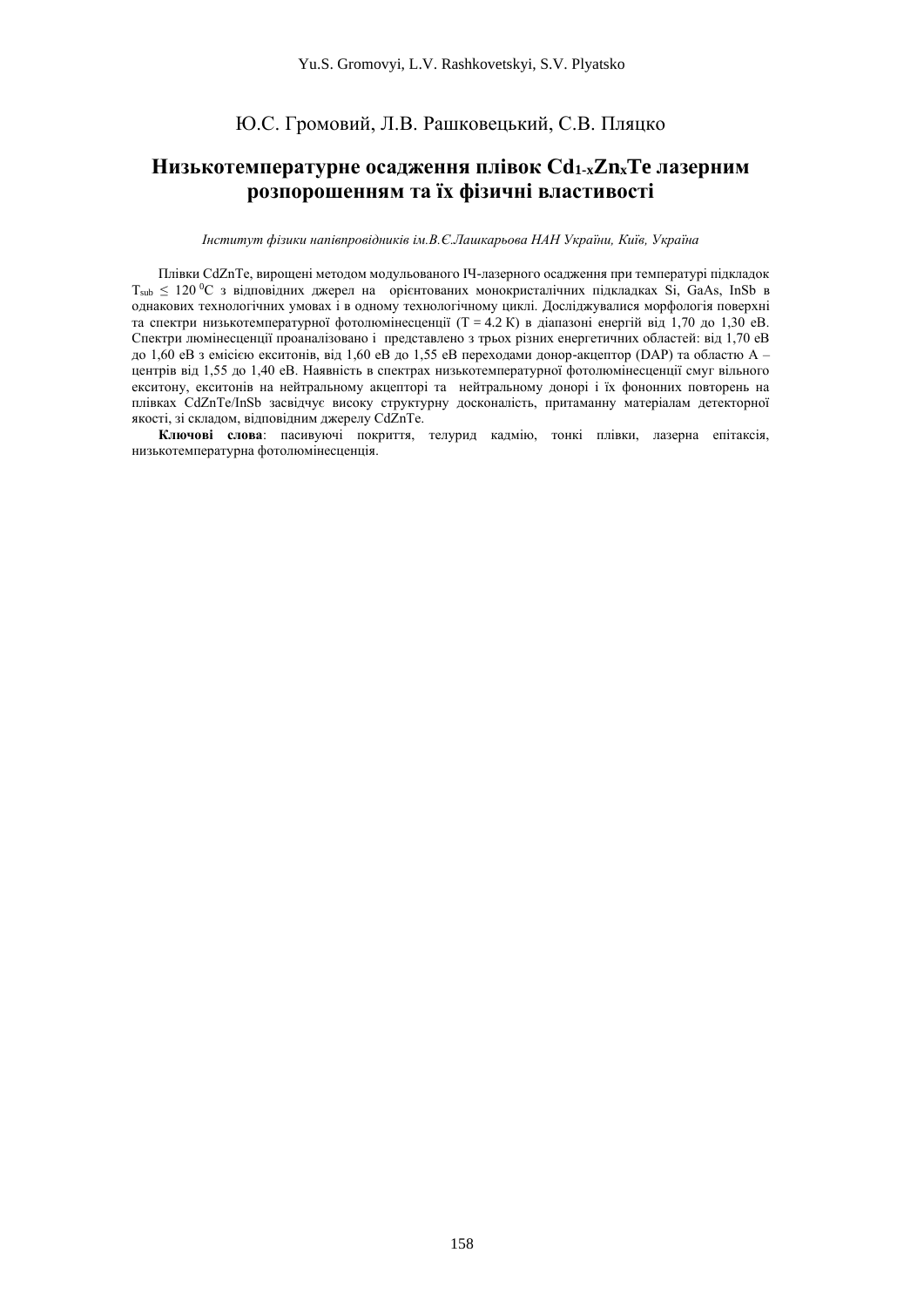Ю.С. Громовий, Л.В. Рашковецький, С.В. Пляцко

# Низькотемпературне осадження плівок $Cd_{1-x}Zn_xTe$ лазерним розпорошенням та їх фізичні властивості

*Інститут фізики напівпровідників ім.В.Є.Лашкарьова НАН України, Київ, Україна*

Плівки CdZnTe, вирощені методом модульованого ІЧ-лазерного осадження при температурі підкладок $T_{sub} \leq 120\,^{0}C$ з відповідних джерел на орієнтованих монокристалічних підкладках Si, GaAs, InSb в однакових технологічних умовах і в одному технологічному циклі. Досліджувалися морфологія поверхні та спектри низькотемпературної фотолюмінесценції (T = 4.2 K) в діапазоні енергій від 1,70 до 1,30 еВ. Спектри люмінесценції проаналізовано і представлено з трьох різних енергетичних областей: від 1,70 еВ до 1,60 еВ з емісією екситонів, від 1,60 еВ до 1,55 еВ переходами донор-акцептор (DAP) та областю А – центрів від 1,55 до 1,40 еВ. Наявність в спектрах низькотемпературної фотолюмінесценції смуг вільного екситону, екситонів на нейтральному акцепторі та нейтральному донорі і їх фононних повторень на плівках CdZnTe/InSb засвідчує високу структурну досконалість, притаманну матеріалам детекторної якості, зі складом, відповідним джерелу CdZnTe.

**Ключові слова**: пасивуючі покриття, телурид кадмію, тонкі плівки, лазерна епітаксія, низькотемпературна фотолюмінесценція.